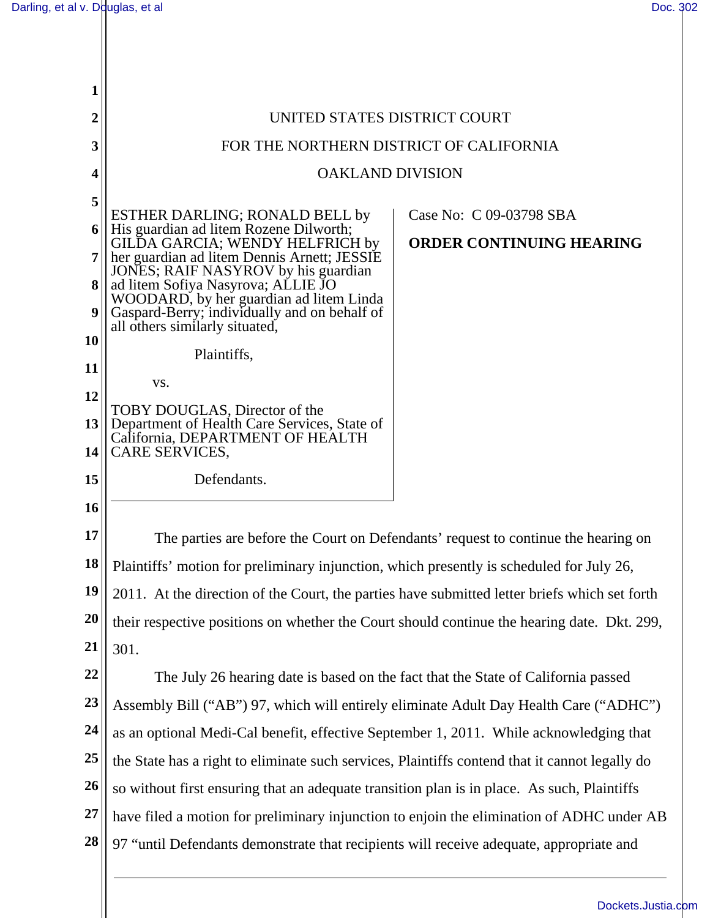UNITED STATES DISTRICT COURT

FOR THE NORTHERN DISTRICT OF CALIFORNIA

OAKLAND DIVISION

ESTHER DARLING; RONALD BELL by His guardian ad litem Rozene Dilworth; GILDA GARCIA; WENDY HELFRICH by her guardian ad litem Dennis Arnett; JESSIE JONES; RAIF NASYROV by his guardian ad litem Sofiya Nasyrova; ALLIE JO WOODARD, by her guardian ad litem Linda Gaspard-Berry; individually and on behalf of all others similarly situated,

Plaintiffs,

vs.

TOBY DOUGLAS, Director of the Department of Health Care Services, State of California, DEPARTMENT OF HEALTH CARE SERVICES,

Defendants.

Case No: C 09-03798 SBA

**ORDER CONTINUING HEARING**

The parties are before the Court on Defendants' request to continue the hearing on Plaintiffs' motion for preliminary injunction, which presently is scheduled for July 26, 2011. At the direction of the Court, the parties have submitted letter briefs which set forth their respective positions on whether the Court should continue the hearing date. Dkt. 299, 301.

The July 26 hearing date is based on the fact that the State of California passed Assembly Bill ("AB") 97, which will entirely eliminate Adult Day Health Care ("ADHC") as an optional Medi-Cal benefit, effective September 1, 2011. While acknowledging that the State has a right to eliminate such services, Plaintiffs contend that it cannot legally do so without first ensuring that an adequate transition plan is in place. As such, Plaintiffs have filed a motion for preliminary injunction to enjoin the elimination of ADHC under AB 97 "until Defendants demonstrate that recipients will receive adequate, appropriate and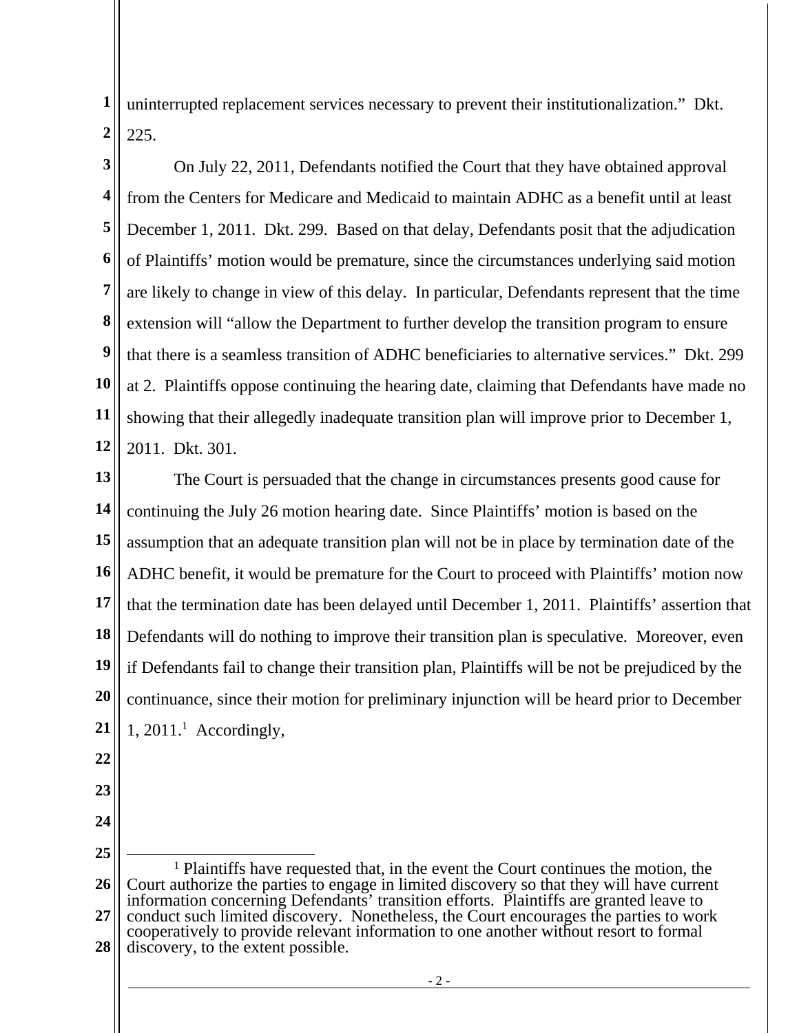uninterrupted replacement services necessary to prevent their institutionalization." Dkt. 225.

On July 22, 2011, Defendants notified the Court that they have obtained approval from the Centers for Medicare and Medicaid to maintain ADHC as a benefit until at least December 1, 2011. Dkt. 299. Based on that delay, Defendants posit that the adjudication of Plaintiffs' motion would be premature, since the circumstances underlying said motion are likely to change in view of this delay. In particular, Defendants represent that the time extension will "allow the Department to further develop the transition program to ensure that there is a seamless transition of ADHC beneficiaries to alternative services." Dkt. 299 at 2. Plaintiffs oppose continuing the hearing date, claiming that Defendants have made no showing that their allegedly inadequate transition plan will improve prior to December 1, 2011. Dkt. 301.

The Court is persuaded that the change in circumstances presents good cause for continuing the July 26 motion hearing date. Since Plaintiffs' motion is based on the assumption that an adequate transition plan will not be in place by termination date of the ADHC benefit, it would be premature for the Court to proceed with Plaintiffs' motion now that the termination date has been delayed until December 1, 2011. Plaintiffs' assertion that Defendants will do nothing to improve their transition plan is speculative. Moreover, even if Defendants fail to change their transition plan, Plaintiffs will be not be prejudiced by the continuance, since their motion for preliminary injunction will be heard prior to December 1, 2011.[1] Accordingly,

---

[1] Plaintiffs have requested that, in the event the Court continues the motion, the Court authorize the parties to engage in limited discovery so that they will have current information concerning Defendants' transition efforts. Plaintiffs are granted leave to conduct such limited discovery. Nonetheless, the Court encourages the parties to work cooperatively to provide relevant information to one another without resort to formal discovery, to the extent possible.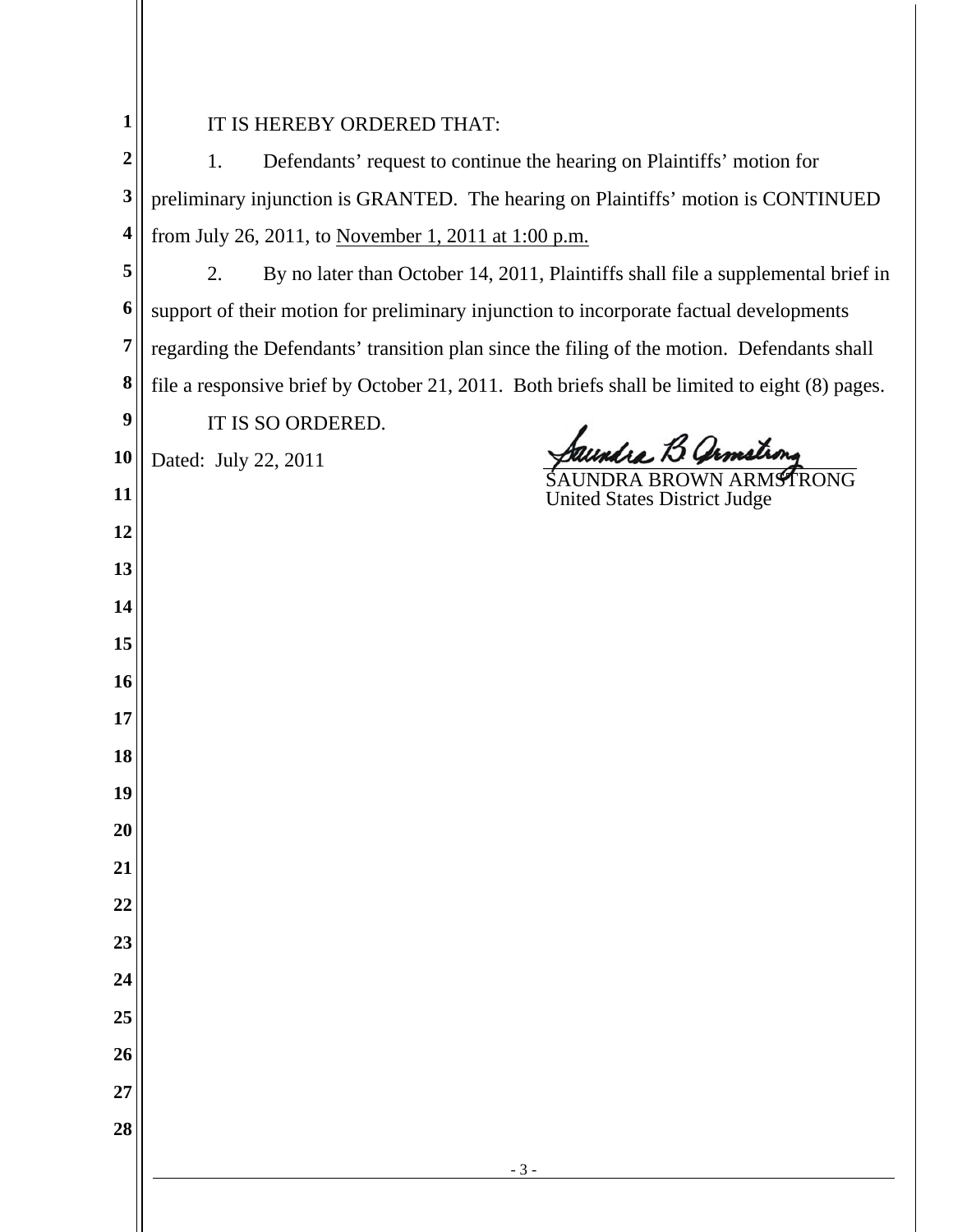IT IS HEREBY ORDERED THAT:

1. Defendants' request to continue the hearing on Plaintiffs' motion for preliminary injunction is GRANTED. The hearing on Plaintiffs' motion is CONTINUED from July 26, 2011, to November 1, 2011 at 1:00 p.m.

2. By no later than October 14, 2011, Plaintiffs shall file a supplemental brief in support of their motion for preliminary injunction to incorporate factual developments regarding the Defendants' transition plan since the filing of the motion. Defendants shall file a responsive brief by October 21, 2011. Both briefs shall be limited to eight (8) pages.

IT IS SO ORDERED.

Dated: July 22, 2011

SAUNDRA BROWN ARMSTRONG
United States District Judge